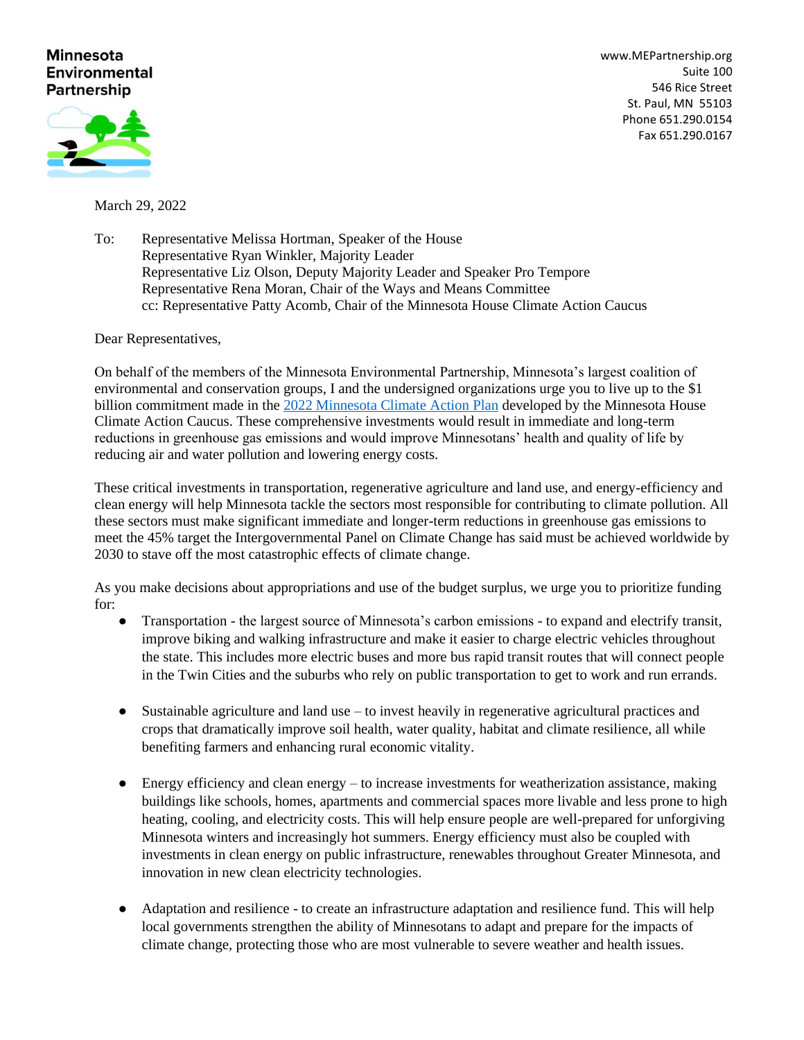**Minnesota Environmental Partnership**

www.MEPartnership.org
Suite 100
546 Rice Street
St. Paul, MN 55103
Phone 651.290.0154
Fax 651.290.0167

March 29, 2022

To: Representative Melissa Hortman, Speaker of the House
Representative Ryan Winkler, Majority Leader
Representative Liz Olson, Deputy Majority Leader and Speaker Pro Tempore
Representative Rena Moran, Chair of the Ways and Means Committee
cc: Representative Patty Acomb, Chair of the Minnesota House Climate Action Caucus

Dear Representatives,

On behalf of the members of the Minnesota Environmental Partnership, Minnesota's largest coalition of environmental and conservation groups, I and the undersigned organizations urge you to live up to the $1 billion commitment made in the [2022 Minnesota Climate Action Plan] developed by the Minnesota House Climate Action Caucus. These comprehensive investments would result in immediate and long-term reductions in greenhouse gas emissions and would improve Minnesotans' health and quality of life by reducing air and water pollution and lowering energy costs.

These critical investments in transportation, regenerative agriculture and land use, and energy-efficiency and clean energy will help Minnesota tackle the sectors most responsible for contributing to climate pollution. All these sectors must make significant immediate and longer-term reductions in greenhouse gas emissions to meet the 45% target the Intergovernmental Panel on Climate Change has said must be achieved worldwide by 2030 to stave off the most catastrophic effects of climate change.

As you make decisions about appropriations and use of the budget surplus, we urge you to prioritize funding for:

- Transportation - the largest source of Minnesota's carbon emissions - to expand and electrify transit, improve biking and walking infrastructure and make it easier to charge electric vehicles throughout the state. This includes more electric buses and more bus rapid transit routes that will connect people in the Twin Cities and the suburbs who rely on public transportation to get to work and run errands.

- Sustainable agriculture and land use – to invest heavily in regenerative agricultural practices and crops that dramatically improve soil health, water quality, habitat and climate resilience, all while benefiting farmers and enhancing rural economic vitality.

- Energy efficiency and clean energy – to increase investments for weatherization assistance, making buildings like schools, homes, apartments and commercial spaces more livable and less prone to high heating, cooling, and electricity costs. This will help ensure people are well-prepared for unforgiving Minnesota winters and increasingly hot summers. Energy efficiency must also be coupled with investments in clean energy on public infrastructure, renewables throughout Greater Minnesota, and innovation in new clean electricity technologies.

- Adaptation and resilience - to create an infrastructure adaptation and resilience fund. This will help local governments strengthen the ability of Minnesotans to adapt and prepare for the impacts of climate change, protecting those who are most vulnerable to severe weather and health issues.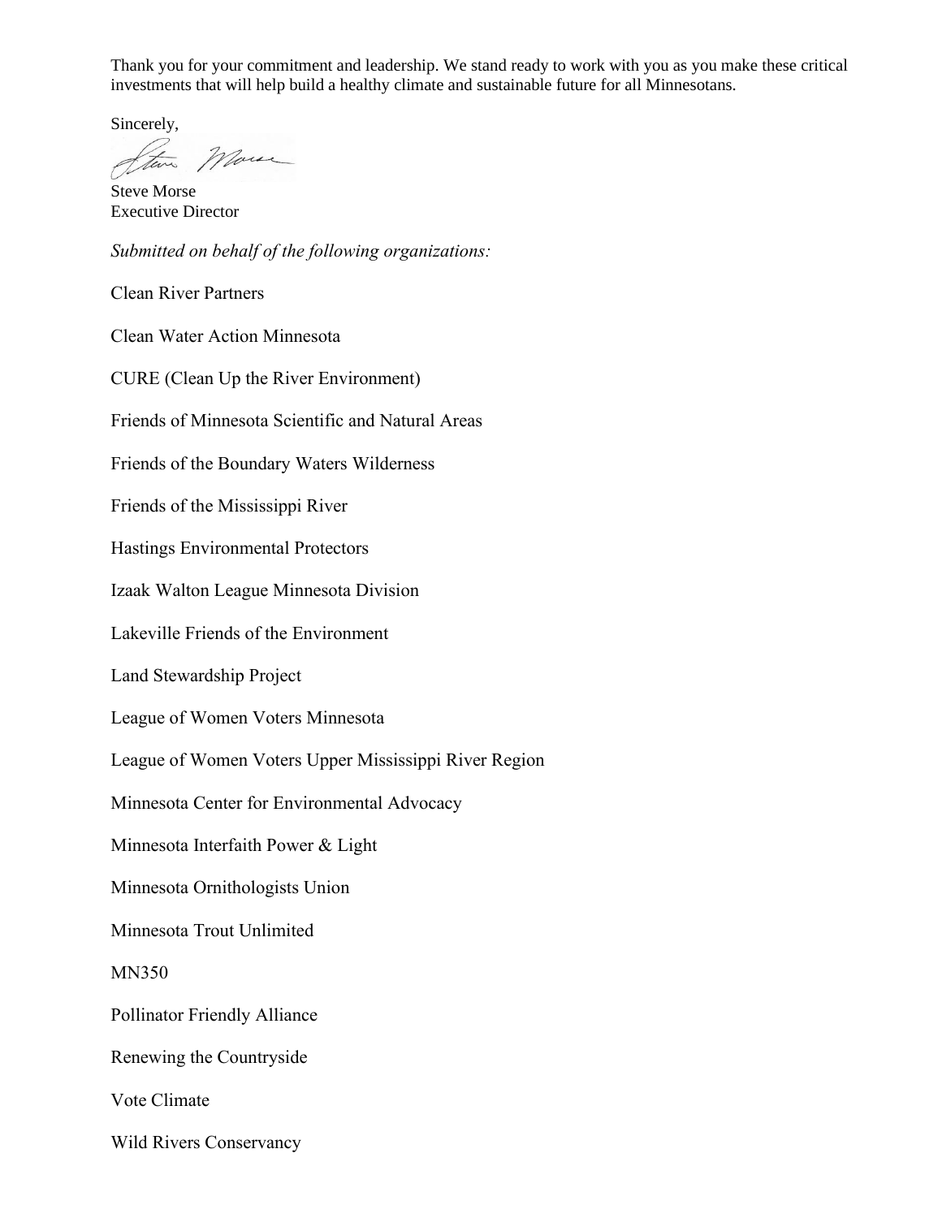Thank you for your commitment and leadership. We stand ready to work with you as you make these critical investments that will help build a healthy climate and sustainable future for all Minnesotans.

Sincerely,

Steve Morse
Executive Director

*Submitted on behalf of the following organizations:*

Clean River Partners

Clean Water Action Minnesota

CURE (Clean Up the River Environment)

Friends of Minnesota Scientific and Natural Areas

Friends of the Boundary Waters Wilderness

Friends of the Mississippi River

Hastings Environmental Protectors

Izaak Walton League Minnesota Division

Lakeville Friends of the Environment

Land Stewardship Project

League of Women Voters Minnesota

League of Women Voters Upper Mississippi River Region

Minnesota Center for Environmental Advocacy

Minnesota Interfaith Power & Light

Minnesota Ornithologists Union

Minnesota Trout Unlimited

MN350

Pollinator Friendly Alliance

Renewing the Countryside

Vote Climate

Wild Rivers Conservancy